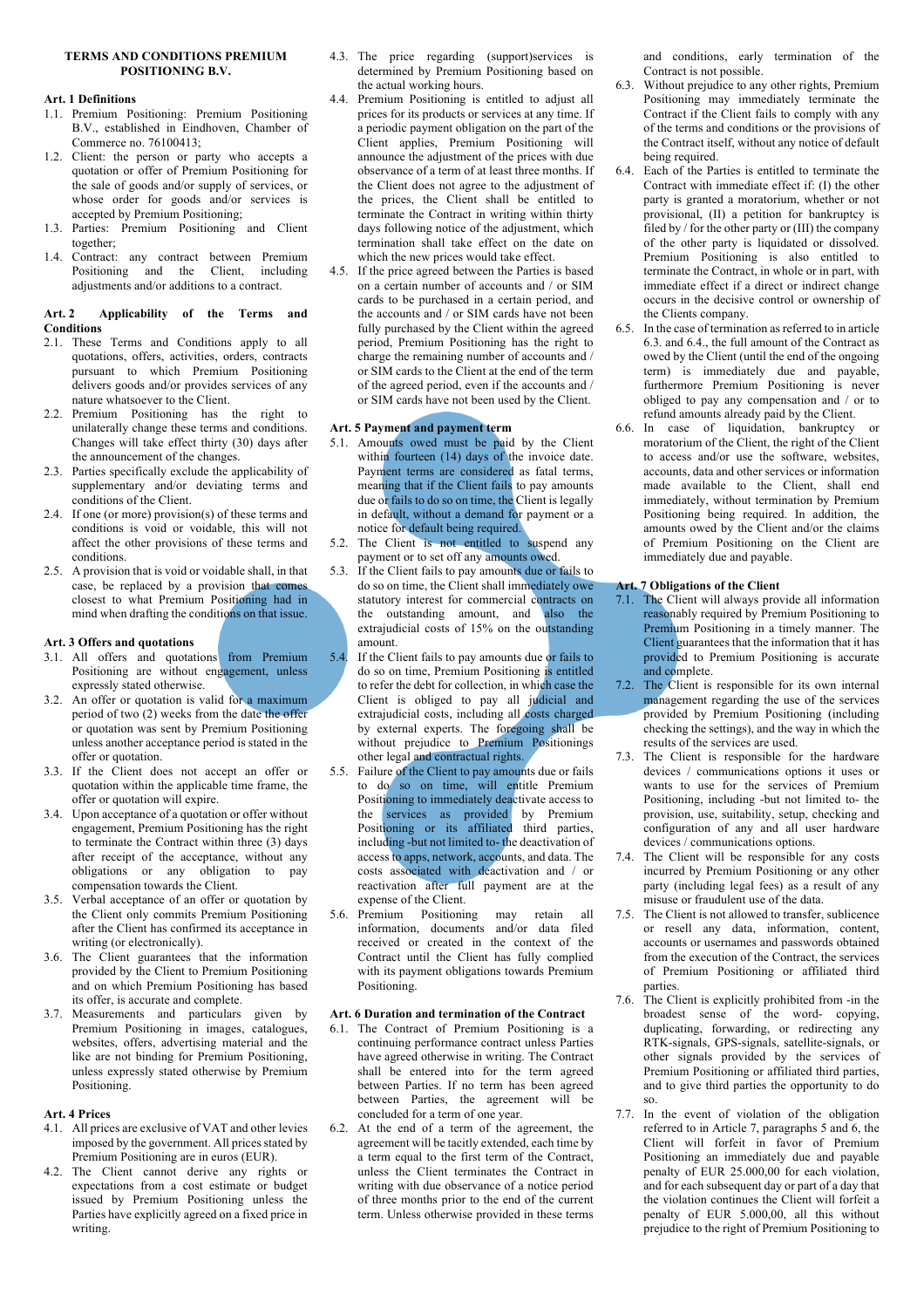# TERMS AND CONDITIONS PREMIUM POSITIONING B.V.

## Art. 1 Definitions

1.1. Premium Positioning: Premium Positioning B.V., established in Eindhoven, Chamber of Commerce no. 76100413;

1.2. Client: the person or party who accepts a quotation or offer of Premium Positioning for the sale of goods and/or supply of services, or whose order for goods and/or services is accepted by Premium Positioning;

1.3. Parties: Premium Positioning and Client together;

1.4. Contract: any contract between Premium Positioning and the Client, including adjustments and/or additions to a contract.

## Art. 2 Applicability of the Terms and Conditions

2.1. These Terms and Conditions apply to all quotations, offers, activities, orders, contracts pursuant to which Premium Positioning delivers goods and/or provides services of any nature whatsoever to the Client.

2.2. Premium Positioning has the right to unilaterally change these terms and conditions. Changes will take effect thirty (30) days after the announcement of the changes.

2.3. Parties specifically exclude the applicability of supplementary and/or deviating terms and conditions of the Client.

2.4. If one (or more) provision(s) of these terms and conditions is void or voidable, this will not affect the other provisions of these terms and conditions.

2.5. A provision that is void or voidable shall, in that case, be replaced by a provision that comes closest to what Premium Positioning had in mind when drafting the conditions on that issue.

## Art. 3 Offers and quotations

3.1. All offers and quotations from Premium Positioning are without engagement, unless expressly stated otherwise.

3.2. An offer or quotation is valid for a maximum period of two (2) weeks from the date the offer or quotation was sent by Premium Positioning unless another acceptance period is stated in the offer or quotation.

3.3. If the Client does not accept an offer or quotation within the applicable time frame, the offer or quotation will expire.

3.4. Upon acceptance of a quotation or offer without engagement, Premium Positioning has the right to terminate the Contract within three (3) days after receipt of the acceptance, without any obligations or any obligation to pay compensation towards the Client.

3.5. Verbal acceptance of an offer or quotation by the Client only commits Premium Positioning after the Client has confirmed its acceptance in writing (or electronically).

3.6. The Client guarantees that the information provided by the Client to Premium Positioning and on which Premium Positioning has based its offer, is accurate and complete.

3.7. Measurements and particulars given by Premium Positioning in images, catalogues, websites, offers, advertising material and the like are not binding for Premium Positioning, unless expressly stated otherwise by Premium Positioning.

## Art. 4 Prices

4.1. All prices are exclusive of VAT and other levies imposed by the government. All prices stated by Premium Positioning are in euros (EUR).

4.2. The Client cannot derive any rights or expectations from a cost estimate or budget issued by Premium Positioning unless the Parties have explicitly agreed on a fixed price in writing.

4.3. The price regarding (support)services is determined by Premium Positioning based on the actual working hours.

4.4. Premium Positioning is entitled to adjust all prices for its products or services at any time. If a periodic payment obligation on the part of the Client applies, Premium Positioning will announce the adjustment of the prices with due observance of a term of at least three months. If the Client does not agree to the adjustment of the prices, the Client shall be entitled to terminate the Contract in writing within thirty days following notice of the adjustment, which termination shall take effect on the date on which the new prices would take effect.

4.5. If the price agreed between the Parties is based on a certain number of accounts and / or SIM cards to be purchased in a certain period, and the accounts and / or SIM cards have not been fully purchased by the Client within the agreed period, Premium Positioning has the right to charge the remaining number of accounts and / or SIM cards to the Client at the end of the term of the agreed period, even if the accounts and / or SIM cards have not been used by the Client.

## Art. 5 Payment and payment term

5.1. Amounts owed must be paid by the Client within fourteen (14) days of the invoice date. Payment terms are considered as fatal terms, meaning that if the Client fails to pay amounts due or fails to do so on time, the Client is legally in default, without a demand for payment or a notice for default being required.

5.2. The Client is not entitled to suspend any payment or to set off any amounts owed.

5.3. If the Client fails to pay amounts due or fails to do so on time, the Client shall immediately owe statutory interest for commercial contracts on the outstanding amount, and also the extrajudicial costs of 15% on the outstanding amount.

5.4. If the Client fails to pay amounts due or fails to do so on time, Premium Positioning is entitled to refer the debt for collection, in which case the Client is obliged to pay all judicial and extrajudicial costs, including all costs charged by external experts. The foregoing shall be without prejudice to Premium Positionings other legal and contractual rights.

5.5. Failure of the Client to pay amounts due or fails to do so on time, will entitle Premium Positioning to immediately deactivate access to the services as provided by Premium Positioning or its affiliated third parties, including -but not limited to- the deactivation of access to apps, network, accounts, and data. The costs associated with deactivation and / or reactivation after full payment are at the expense of the Client.

5.6. Premium Positioning may retain all information, documents and/or data filed received or created in the context of the Contract until the Client has fully complied with its payment obligations towards Premium Positioning.

## Art. 6 Duration and termination of the Contract

6.1. The Contract of Premium Positioning is a continuing performance contract unless Parties have agreed otherwise in writing. The Contract shall be entered into for the term agreed between Parties. If no term has been agreed between Parties, the agreement will be concluded for a term of one year.

6.2. At the end of a term of the agreement, the agreement will be tacitly extended, each time by a term equal to the first term of the Contract, unless the Client terminates the Contract in writing with due observance of a notice period of three months prior to the end of the current term. Unless otherwise provided in these terms and conditions, early termination of the Contract is not possible.

6.3. Without prejudice to any other rights, Premium Positioning may immediately terminate the Contract if the Client fails to comply with any of the terms and conditions or the provisions of the Contract itself, without any notice of default being required.

6.4. Each of the Parties is entitled to terminate the Contract with immediate effect if: (I) the other party is granted a moratorium, whether or not provisional, (II) a petition for bankruptcy is filed by / for the other party or (III) the company of the other party is liquidated or dissolved. Premium Positioning is also entitled to terminate the Contract, in whole or in part, with immediate effect if a direct or indirect change occurs in the decisive control or ownership of the Clients company.

6.5. In the case of termination as referred to in article 6.3. and 6.4., the full amount of the Contract as owed by the Client (until the end of the ongoing term) is immediately due and payable, furthermore Premium Positioning is never obliged to pay any compensation and / or to refund amounts already paid by the Client.

6.6. In case of liquidation, bankruptcy or moratorium of the Client, the right of the Client to access and/or use the software, websites, accounts, data and other services or information made available to the Client, shall end immediately, without termination by Premium Positioning being required. In addition, the amounts owed by the Client and/or the claims of Premium Positioning on the Client are immediately due and payable.

## Art. 7 Obligations of the Client

7.1. The Client will always provide all information reasonably required by Premium Positioning to Premium Positioning in a timely manner. The Client guarantees that the information that it has provided to Premium Positioning is accurate and complete.

7.2. The Client is responsible for its own internal management regarding the use of the services provided by Premium Positioning (including checking the settings), and the way in which the results of the services are used.

7.3. The Client is responsible for the hardware devices / communications options it uses or wants to use for the services of Premium Positioning, including -but not limited to- the provision, use, suitability, setup, checking and configuration of any and all user hardware devices / communications options.

7.4. The Client will be responsible for any costs incurred by Premium Positioning or any other party (including legal fees) as a result of any misuse or fraudulent use of the data.

7.5. The Client is not allowed to transfer, sublicence or resell any data, information, content, accounts or usernames and passwords obtained from the execution of the Contract, the services of Premium Positioning or affiliated third parties.

7.6. The Client is explicitly prohibited from -in the broadest sense of the word- copying, duplicating, forwarding, or redirecting any RTK-signals, GPS-signals, satellite-signals, or other signals provided by the services of Premium Positioning or affiliated third parties, and to give third parties the opportunity to do so.

7.7. In the event of violation of the obligation referred to in Article 7, paragraphs 5 and 6, the Client will forfeit in favor of Premium Positioning an immediately due and payable penalty of EUR 25.000,00 for each violation, and for each subsequent day or part of a day that the violation continues the Client will forfeit a penalty of EUR 5.000,00, all this without prejudice to the right of Premium Positioning to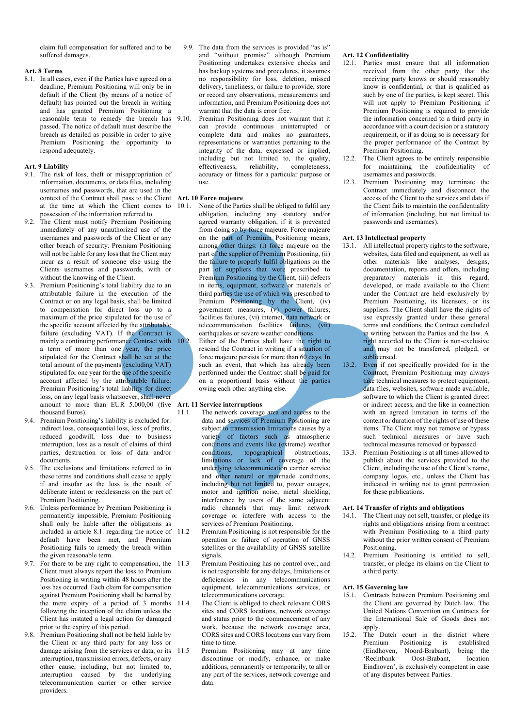claim full compensation for suffered and to be suffered damages.

## Art. 8 Terms

8.1. In all cases, even if the Parties have agreed on a deadline, Premium Positioning will only be in default if the Client (by means of a notice of default) has pointed out the breach in writing and has granted Premium Positioning a reasonable term to remedy the breach has passed. The notice of default must describe the breach as detailed as possible in order to give Premium Positioning the opportunity to respond adequately.

## Art. 9 Liability

9.1. The risk of loss, theft or misappropriation of information, documents, or data files, including usernames and passwords, that are used in the context of the Contract shall pass to the Client at the time at which the Client comes to possession of the information referred to.

9.2. The Client must notify Premium Positioning immediately of any unauthorized use of the usernames and passwords of the Client or any other breach of security. Premium Positioning will not be liable for any loss that the Client may incur as a result of someone else using the Clients usernames and passwords, with or without the knowing of the Client.

9.3. Premium Positioning's total liability due to an attributable failure in the execution of the Contract or on any legal basis, shall be limited to compensation for direct loss up to a maximum of the price stipulated for the use of the specific account affected by the attributable failure (excluding VAT). If the Contract is mainly a continuing performance Contract with a term of more than one year, the price stipulated for the Contract shall be set at the total amount of the payments (excluding VAT) stipulated for one year for the use of the specific account affected by the attributable failure. Premium Positioning's total liability for direct loss, on any legal basis whatsoever, shall never amount to more than EUR 5.000,00 (five thousand Euros).

9.4. Premium Positioning's liability is excluded for: indirect loss, consequential loss, loss of profits, reduced goodwill, loss due to business interruption, loss as a result of claims of third parties, destruction or loss of data and/or documents.

9.5. The exclusions and limitations referred to in these terms and conditions shall cease to apply if and insofar as the loss is the result of deliberate intent or recklessness on the part of Premium Positioning.

9.6. Unless performance by Premium Positioning is permanently impossible, Premium Positioning shall only be liable after the obligations as included in article 8.1. regarding the notice of default have been met, and Premium Positioning fails to remedy the breach within the given reasonable term.

9.7. For there to be any right to compensation, the Client must always report the loss to Premium Positioning in writing within 48 hours after the loss has occurred. Each claim for compensation against Premium Positioning shall be barred by the mere expiry of a period of 3 months following the inception of the claim unless the Client has instated a legal action for damaged prior to the expiry of this period.

9.8. Premium Positioning shall not be held liable by the Client or any third party for any loss or damage arising from the services or data, or its interruption, transmission errors, defects, or any other cause, including, but not limited to, interruption caused by the underlying telecommunication carrier or other service providers.

9.9. The data from the services is provided "as is" and "without promise" although Premium Positioning undertakes extensive checks and has backup systems and procedures, it assumes no responsibility for loss, deletion, missed delivery, timeliness, or failure to provide, store or record any observations, measurements and information, and Premium Positioning does not warrant that the data is error free.

9.10. Premium Positioning does not warrant that it can provide continuous uninterrupted or complete data and makes no guarantees, representations or warranties pertaining to the integrity of the data, expressed or implied, including but not limited to, the quality, effectiveness, reliability, completeness, accuracy or fitness for a particular purpose or use.

## Art. 10 Force majeure

10.1. None of the Parties shall be obliged to fulfil any obligation, including any statutory and/or agreed warranty obligation, if it is prevented from doing so by force majeure. Force majeure on the part of Premium Positioning means, among other things: (i) force majeure on the part of the supplier of Premium Positioning, (ii) the failure to properly fulfil obligations on the part of suppliers that were prescribed to Premium Positioning by the Client, (iii) defects in items, equipment, software or materials of third parties the use of which was prescribed to Premium Positioning by the Client, (iv) government measures, (v) power failures, facilities failures, (vi) internet, data network or telecommunication facilities failures, (vii) earthquakes or severe weather conditions.

10.2. Either of the Parties shall have the right to rescind the Contract in writing if a situation of force majeure persists for more than 60 days. In such an event, that which has already been performed under the Contract shall be paid for on a proportional basis without the parties owing each other anything else.

## Art. 11 Service interruptions

11.1 The network coverage area and access to the data and services of Premium Positioning are subject to transmission limitations causes by a variety of factors such as atmospheric conditions and events like (extreme) weather conditions, topographical obstructions, limitations or lack of coverage of the underlying telecommunication carrier service and other natural or manmade conditions, including but not limited to, power outages, motor and ignition noise, metal shielding, interference by users of the same adjacent radio channels that may limit network coverage or interfere with access to the services of Premium Positioning.

11.2 Premium Positioning is not responsible for the operation or failure of operation of GNSS satellites or the availability of GNSS satellite signals.

11.3 Premium Positioning has no control over, and is not responsible for any delays, limitations or deficiencies in any telecommunications equipment, telecommunications services, or telecommunications coverage.

11.4 The Client is obliged to check relevant CORS sites and CORS locations, network coverage and status prior to the commencement of any work, because the network coverage area, CORS sites and CORS locations can vary from time to time.

11.5 Premium Positioning may at any time discontinue or modify, enhance, or make additions, permanently or temporarily, to all or any part of the services, network coverage and data.

## Art. 12 Confidentiality

12.1. Parties must ensure that all information received from the other party that the receiving party knows or should reasonably know is confidential, or that is qualified as such by one of the parties, is kept secret. This will not apply to Premium Positioning if Premium Positioning is required to provide the information concerned to a third party in accordance with a court decision or a statutory requirement, or if as doing so is necessary for the proper performance of the Contract by Premium Positioning.

12.2. The Client agrees to be entirely responsible for maintaining the confidentiality of usernames and passwords.

12.3. Premium Positioning may terminate the Contract immediately and disconnect the access of the Client to the services and data if the Client fails to maintain the confidentiality of information (including, but not limited to passwords and usernames).

## Art. 13 Intellectual property

13.1. All intellectual property rights to the software, websites, data filed and equipment, as well as other materials like analyses, designs, documentation, reports and offers, including preparatory materials in this regard, developed, or made available to the Client under the Contract are held exclusively by Premium Positioning, its licensors, or its suppliers. The Client shall have the rights of use expressly granted under these general terms and conditions, the Contract concluded in writing between the Parties and the law. A right accorded to the Client is non-exclusive and may not be transferred, pledged, or sublicensed.

13.2. Even if not specifically provided for in the Contract, Premium Positioning may always take technical measures to protect equipment, data files, websites, software made available, software to which the Client is granted direct or indirect access, and the like in connection with an agreed limitation in terms of the content or duration of the rights of use of these items. The Client may not remove or bypass such technical measures or have such technical measures removed or bypassed.

13.3. Premium Positioning is at all times allowed to publish about the services provided to the Client, including the use of the Client's name, company logos, etc., unless the Client has indicated in writing not to grant permission for these publications.

## Art. 14 Transfer of rights and obligations

14.1. The Client may not sell, transfer, or pledge its rights and obligations arising from a contract with Premium Positioning to a third party without the prior written consent of Premium Positioning.

14.2. Premium Positioning is entitled to sell, transfer, or pledge its claims on the Client to a third party.

## Art. 15 Governing law

15.1. Contracts between Premium Positioning and the Client are governed by Dutch law. The United Nations Convention on Contracts for the International Sale of Goods does not apply.

15.2. The Dutch court in the district where Premium Positioning is established (Eindhoven, Noord-Brabant), being the 'Rechtbank Oost-Brabant, location Eindhoven', is exclusively competent in case of any disputes between Parties.